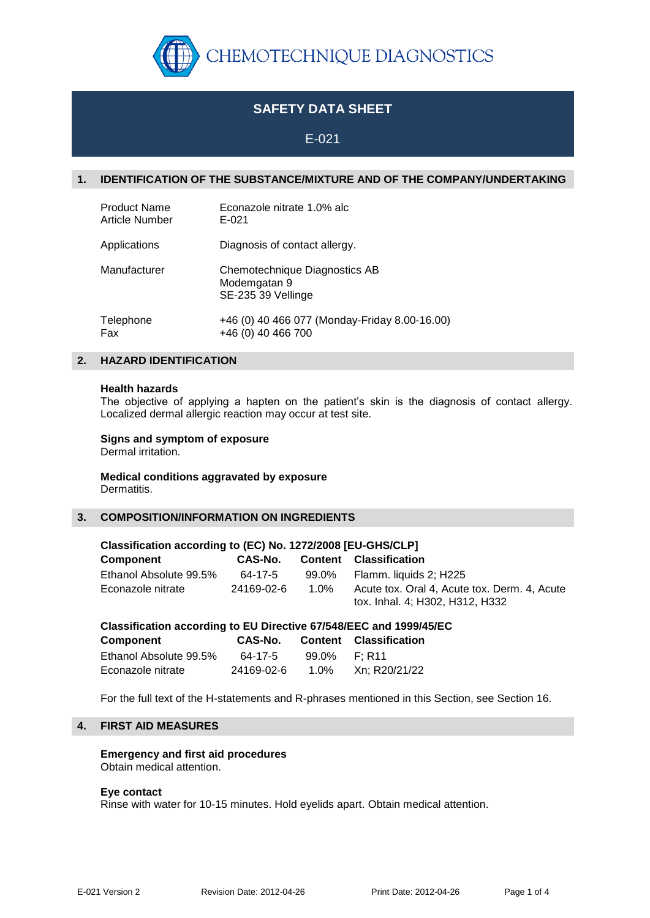CHEMOTECHNIQUE DIAGNOSTICS

# SAFETY DATA SHEET

E-021

## 1. IDENTIFICATION OF THE SUBSTANCE/MIXTURE AND OF THE COMPANY/UNDERTAKING

| | |
|---|---|
| Product Name | Econazole nitrate 1.0% alc |
| Article Number | E-021 |
| Applications | Diagnosis of contact allergy. |
| Manufacturer | Chemotechnique Diagnostics AB<br>Modemgatan 9<br>SE-235 39 Vellinge |
| Telephone | +46 (0) 40 466 077 (Monday-Friday 8.00-16.00) |
| Fax | +46 (0) 40 466 700 |

## 2. HAZARD IDENTIFICATION

**Health hazards**
The objective of applying a hapten on the patient's skin is the diagnosis of contact allergy. Localized dermal allergic reaction may occur at test site.

**Signs and symptom of exposure**
Dermal irritation.

**Medical conditions aggravated by exposure**
Dermatitis.

## 3. COMPOSITION/INFORMATION ON INGREDIENTS

**Classification according to (EC) No. 1272/2008 [EU-GHS/CLP]**

| Component | CAS-No. | Content | Classification |
|---|---|---|---|
| Ethanol Absolute 99.5% | 64-17-5 | 99.0% | Flamm. liquids 2; H225 |
| Econazole nitrate | 24169-02-6 | 1.0% | Acute tox. Oral 4, Acute tox. Derm. 4, Acute tox. Inhal. 4; H302, H312, H332 |

**Classification according to EU Directive 67/548/EEC and 1999/45/EC**

| Component | CAS-No. | Content | Classification |
|---|---|---|---|
| Ethanol Absolute 99.5% | 64-17-5 | 99.0% | F; R11 |
| Econazole nitrate | 24169-02-6 | 1.0% | Xn; R20/21/22 |

For the full text of the H-statements and R-phrases mentioned in this Section, see Section 16.

## 4. FIRST AID MEASURES

**Emergency and first aid procedures**
Obtain medical attention.

**Eye contact**
Rinse with water for 10-15 minutes. Hold eyelids apart. Obtain medical attention.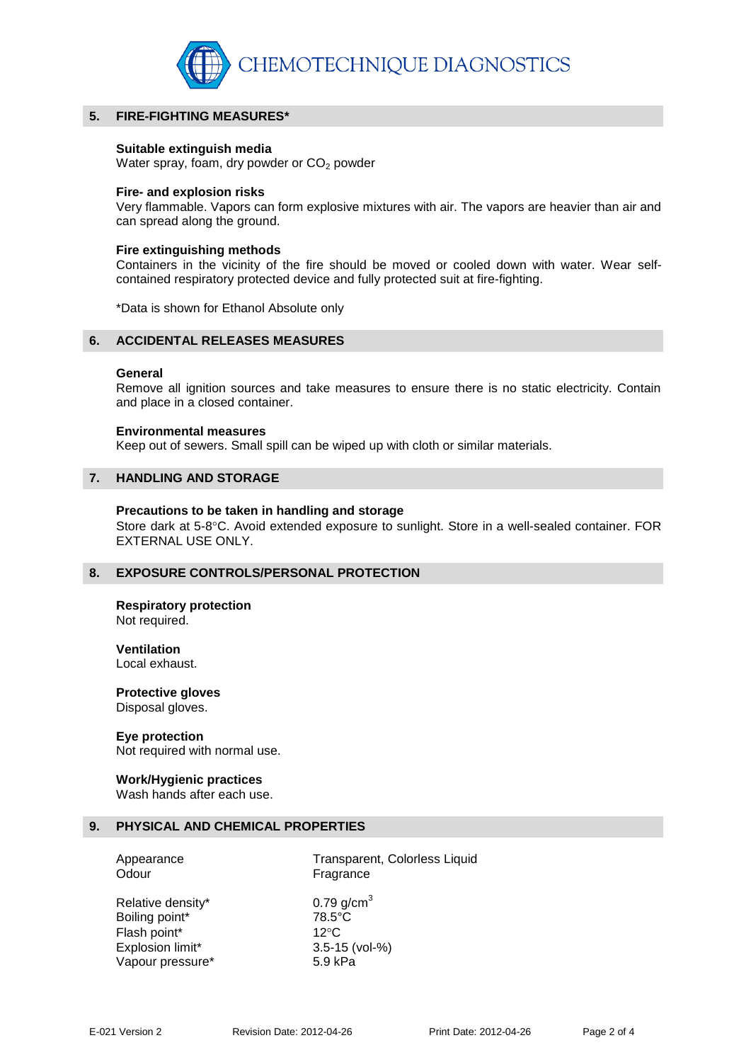CHEMOTECHNIQUE DIAGNOSTICS

## 5. FIRE-FIGHTING MEASURES*

**Suitable extinguish media**
Water spray, foam, dry powder or $CO_2$ powder

**Fire- and explosion risks**
Very flammable. Vapors can form explosive mixtures with air. The vapors are heavier than air and can spread along the ground.

**Fire extinguishing methods**
Containers in the vicinity of the fire should be moved or cooled down with water. Wear self-contained respiratory protected device and fully protected suit at fire-fighting.

*Data is shown for Ethanol Absolute only

## 6. ACCIDENTAL RELEASES MEASURES

**General**
Remove all ignition sources and take measures to ensure there is no static electricity. Contain and place in a closed container.

**Environmental measures**
Keep out of sewers. Small spill can be wiped up with cloth or similar materials.

## 7. HANDLING AND STORAGE

**Precautions to be taken in handling and storage**
Store dark at 5-8°C. Avoid extended exposure to sunlight. Store in a well-sealed container. FOR EXTERNAL USE ONLY.

## 8. EXPOSURE CONTROLS/PERSONAL PROTECTION

**Respiratory protection**
Not required.

**Ventilation**
Local exhaust.

**Protective gloves**
Disposal gloves.

**Eye protection**
Not required with normal use.

**Work/Hygienic practices**
Wash hands after each use.

## 9. PHYSICAL AND CHEMICAL PROPERTIES

| | |
|---|---|
| Appearance | Transparent, Colorless Liquid |
| Odour | Fragrance |
| Relative density* | 0.79 g/cm$^3$ |
| Boiling point* | 78.5°C |
| Flash point* | 12°C |
| Explosion limit* | 3.5-15 (vol-%) |
| Vapour pressure* | 5.9 kPa |

E-021 Version 2 Revision Date: 2012-04-26 Print Date: 2012-04-26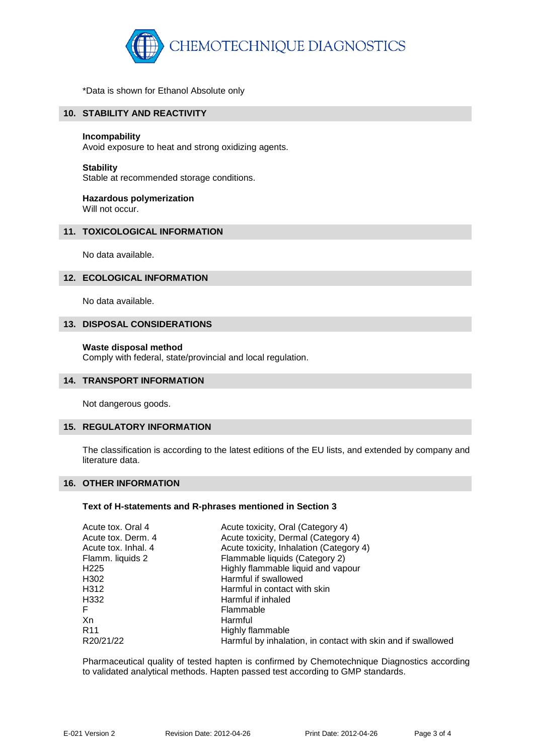\*Data is shown for Ethanol Absolute only

## 10. STABILITY AND REACTIVITY

**Incompability**
Avoid exposure to heat and strong oxidizing agents.

**Stability**
Stable at recommended storage conditions.

**Hazardous polymerization**
Will not occur.

## 11. TOXICOLOGICAL INFORMATION

No data available.

## 12. ECOLOGICAL INFORMATION

No data available.

## 13. DISPOSAL CONSIDERATIONS

**Waste disposal method**
Comply with federal, state/provincial and local regulation.

## 14. TRANSPORT INFORMATION

Not dangerous goods.

## 15. REGULATORY INFORMATION

The classification is according to the latest editions of the EU lists, and extended by company and literature data.

## 16. OTHER INFORMATION

**Text of H-statements and R-phrases mentioned in Section 3**

| | |
|---|---|
| Acute tox. Oral 4 | Acute toxicity, Oral (Category 4) |
| Acute tox. Derm. 4 | Acute toxicity, Dermal (Category 4) |
| Acute tox. Inhal. 4 | Acute toxicity, Inhalation (Category 4) |
| Flamm. liquids 2 | Flammable liquids (Category 2) |
| H225 | Highly flammable liquid and vapour |
| H302 | Harmful if swallowed |
| H312 | Harmful in contact with skin |
| H332 | Harmful if inhaled |
| F | Flammable |
| Xn | Harmful |
| R11 | Highly flammable |
| R20/21/22 | Harmful by inhalation, in contact with skin and if swallowed |

Pharmaceutical quality of tested hapten is confirmed by Chemotechnique Diagnostics according to validated analytical methods. Hapten passed test according to GMP standards.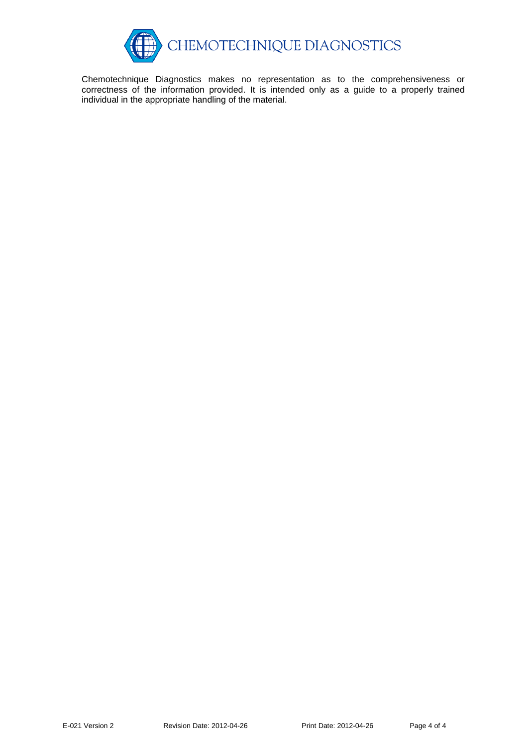Chemotechnique Diagnostics makes no representation as to the comprehensiveness or correctness of the information provided. It is intended only as a guide to a properly trained individual in the appropriate handling of the material.